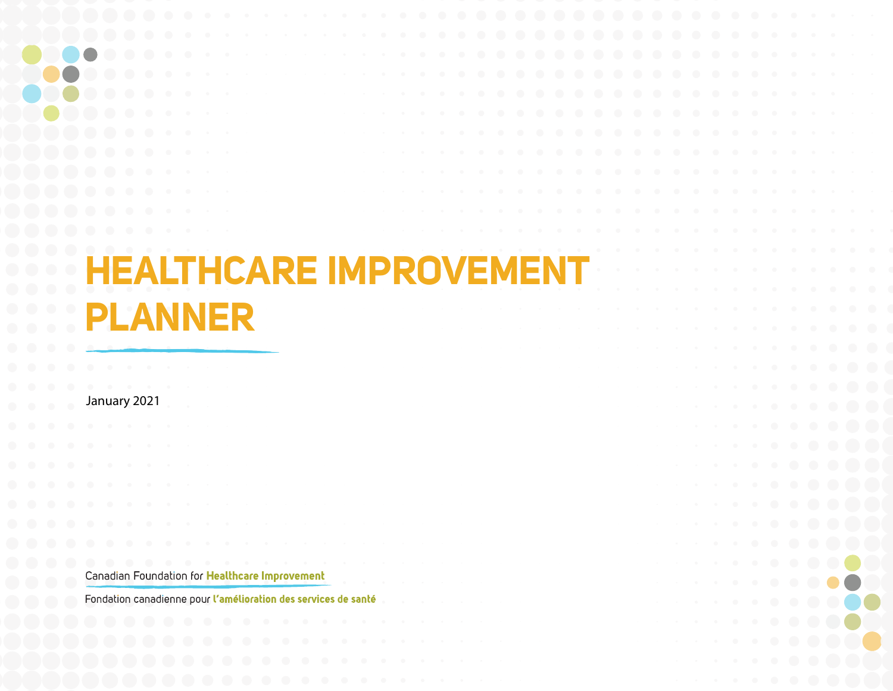# HEALTHCARE IMPROVEMENT PLANNER

January 2021

Canadian Foundation for **Healthcare Improvement**

Fondation canadienne pour **l'amélioration des services de santé**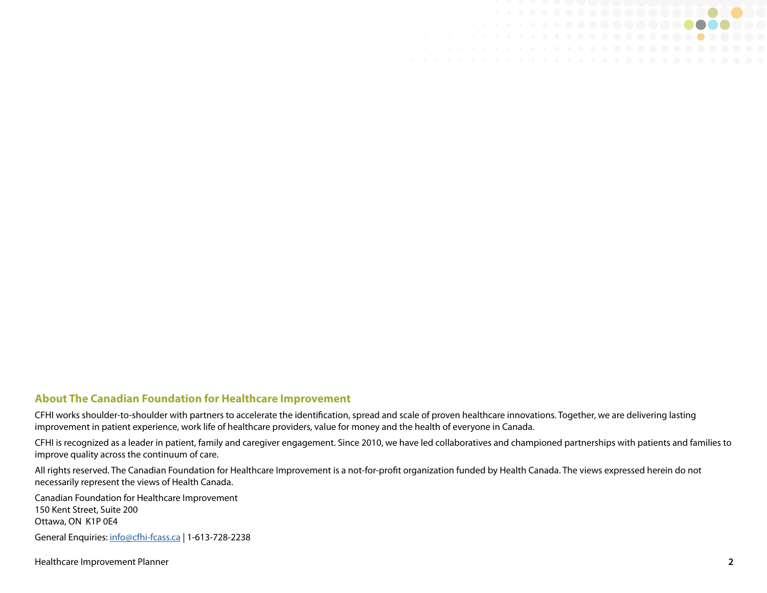## About The Canadian Foundation for Healthcare Improvement

CFHI works shoulder-to-shoulder with partners to accelerate the identification, spread and scale of proven healthcare innovations. Together, we are delivering lasting improvement in patient experience, work life of healthcare providers, value for money and the health of everyone in Canada.

CFHI is recognized as a leader in patient, family and caregiver engagement. Since 2010, we have led collaboratives and championed partnerships with patients and families to improve quality across the continuum of care.

All rights reserved. The Canadian Foundation for Healthcare Improvement is a not-for-profit organization funded by Health Canada. The views expressed herein do not necessarily represent the views of Health Canada.

Canadian Foundation for Healthcare Improvement
150 Kent Street, Suite 200
Ottawa, ON K1P 0E4

General Enquiries: info@cfhi-fcass.ca | 1-613-728-2238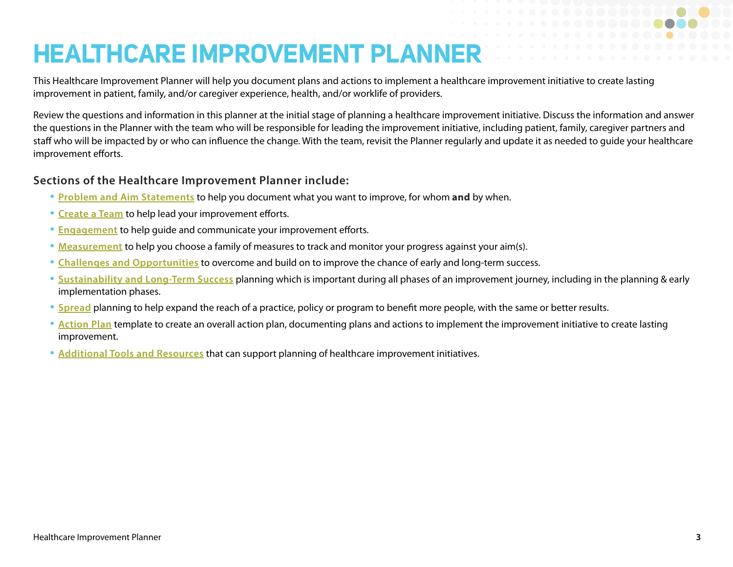# HEALTHCARE IMPROVEMENT PLANNER

This Healthcare Improvement Planner will help you document plans and actions to implement a healthcare improvement initiative to create lasting improvement in patient, family, and/or caregiver experience, health, and/or worklife of providers.

Review the questions and information in this planner at the initial stage of planning a healthcare improvement initiative. Discuss the information and answer the questions in the Planner with the team who will be responsible for leading the improvement initiative, including patient, family, caregiver partners and staff who will be impacted by or who can influence the change. With the team, revisit the Planner regularly and update it as needed to guide your healthcare improvement efforts.

### Sections of the Healthcare Improvement Planner include:

- **Problem and Aim Statements** to help you document what you want to improve, for whom **and** by when.
- **Create a Team** to help lead your improvement efforts.
- **Engagement** to help guide and communicate your improvement efforts.
- **Measurement** to help you choose a family of measures to track and monitor your progress against your aim(s).
- **Challenges and Opportunities** to overcome and build on to improve the chance of early and long-term success.
- **Sustainability and Long-Term Success** planning which is important during all phases of an improvement journey, including in the planning & early implementation phases.
- **Spread** planning to help expand the reach of a practice, policy or program to benefit more people, with the same or better results.
- **Action Plan** template to create an overall action plan, documenting plans and actions to implement the improvement initiative to create lasting improvement.
- **Additional Tools and Resources** that can support planning of healthcare improvement initiatives.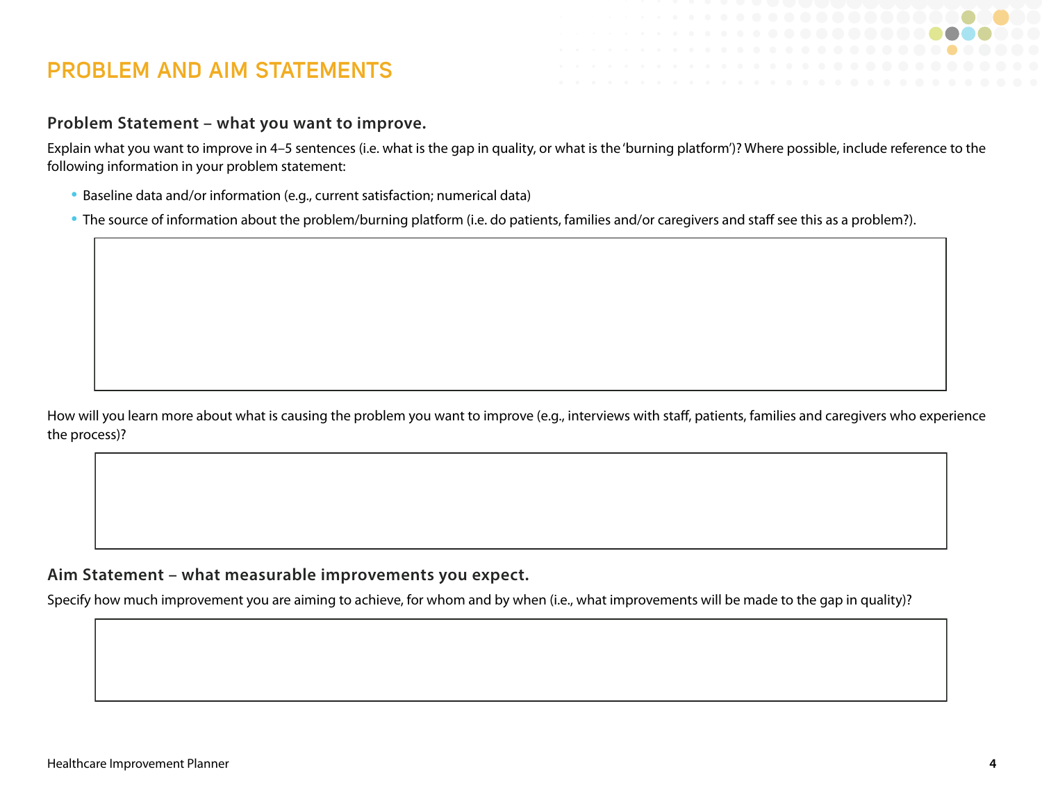# PROBLEM AND AIM STATEMENTS

## Problem Statement – what you want to improve.

Explain what you want to improve in 4–5 sentences (i.e. what is the gap in quality, or what is the 'burning platform')? Where possible, include reference to the following information in your problem statement:

- Baseline data and/or information (e.g., current satisfaction; numerical data)
- The source of information about the problem/burning platform (i.e. do patients, families and/or caregivers and staff see this as a problem?).

How will you learn more about what is causing the problem you want to improve (e.g., interviews with staff, patients, families and caregivers who experience the process)?

## Aim Statement – what measurable improvements you expect.

Specify how much improvement you are aiming to achieve, for whom and by when (i.e., what improvements will be made to the gap in quality)?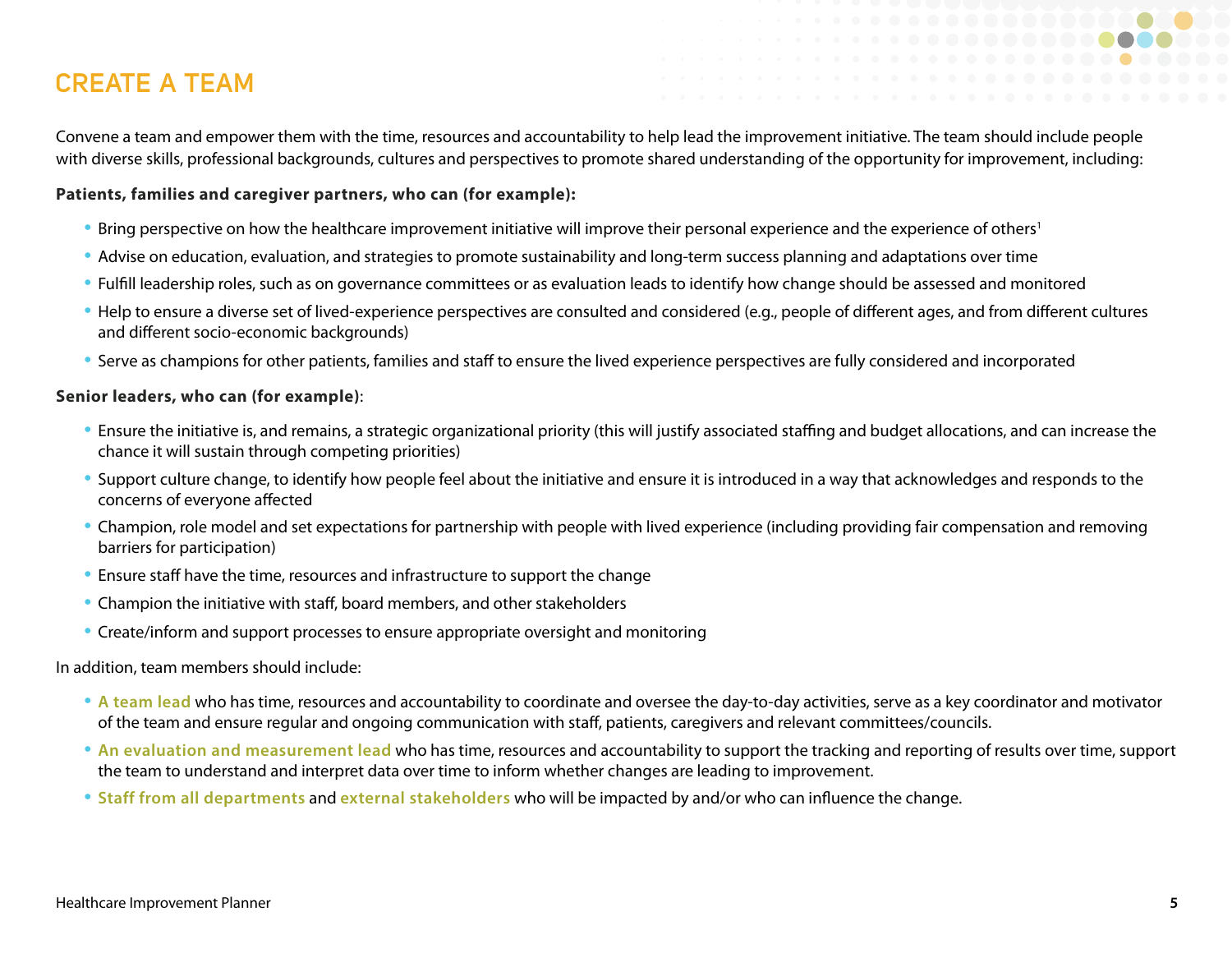# CREATE A TEAM

Convene a team and empower them with the time, resources and accountability to help lead the improvement initiative. The team should include people with diverse skills, professional backgrounds, cultures and perspectives to promote shared understanding of the opportunity for improvement, including:

**Patients, families and caregiver partners, who can (for example):**

- Bring perspective on how the healthcare improvement initiative will improve their personal experience and the experience of others[1]
- Advise on education, evaluation, and strategies to promote sustainability and long-term success planning and adaptations over time
- Fulfill leadership roles, such as on governance committees or as evaluation leads to identify how change should be assessed and monitored
- Help to ensure a diverse set of lived-experience perspectives are consulted and considered (e.g., people of different ages, and from different cultures and different socio-economic backgrounds)
- Serve as champions for other patients, families and staff to ensure the lived experience perspectives are fully considered and incorporated

**Senior leaders, who can (for example)**:

- Ensure the initiative is, and remains, a strategic organizational priority (this will justify associated staffing and budget allocations, and can increase the chance it will sustain through competing priorities)
- Support culture change, to identify how people feel about the initiative and ensure it is introduced in a way that acknowledges and responds to the concerns of everyone affected
- Champion, role model and set expectations for partnership with people with lived experience (including providing fair compensation and removing barriers for participation)
- Ensure staff have the time, resources and infrastructure to support the change
- Champion the initiative with staff, board members, and other stakeholders
- Create/inform and support processes to ensure appropriate oversight and monitoring

In addition, team members should include:

- **A team lead** who has time, resources and accountability to coordinate and oversee the day-to-day activities, serve as a key coordinator and motivator of the team and ensure regular and ongoing communication with staff, patients, caregivers and relevant committees/councils.
- **An evaluation and measurement lead** who has time, resources and accountability to support the tracking and reporting of results over time, support the team to understand and interpret data over time to inform whether changes are leading to improvement.
- **Staff from all departments** and **external stakeholders** who will be impacted by and/or who can influence the change.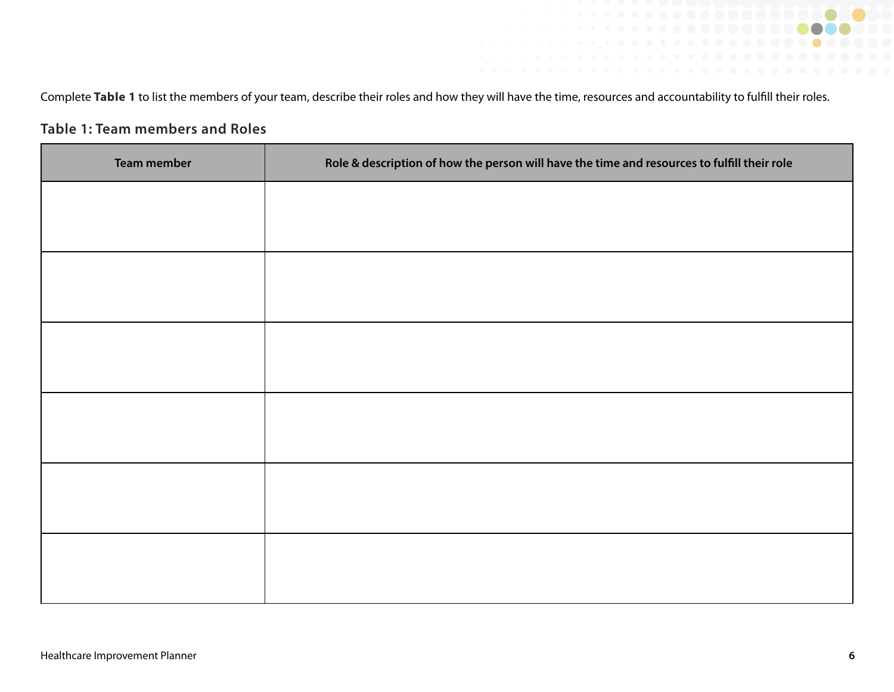Complete **Table 1** to list the members of your team, describe their roles and how they will have the time, resources and accountability to fulfill their roles.

### Table 1: Team members and Roles

| Team member | Role & description of how the person will have the time and resources to fulfill their role |
|---|---|
| | |
| | |
| | |
| | |
| | |
| | |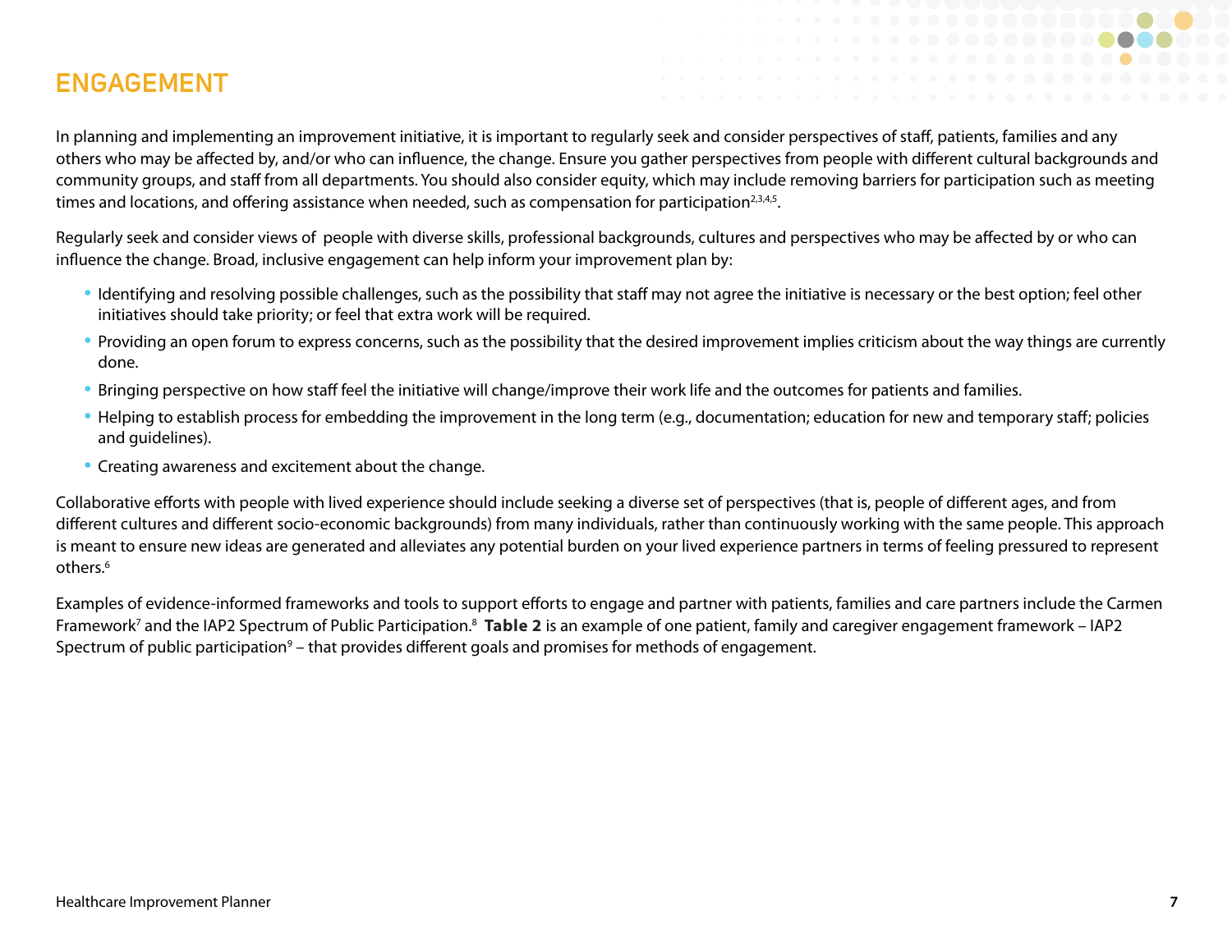# ENGAGEMENT

In planning and implementing an improvement initiative, it is important to regularly seek and consider perspectives of staff, patients, families and any others who may be affected by, and/or who can influence, the change. Ensure you gather perspectives from people with different cultural backgrounds and community groups, and staff from all departments. You should also consider equity, which may include removing barriers for participation such as meeting times and locations, and offering assistance when needed, such as compensation for participation[2,3,4,5].

Regularly seek and consider views of  people with diverse skills, professional backgrounds, cultures and perspectives who may be affected by or who can influence the change. Broad, inclusive engagement can help inform your improvement plan by:

- Identifying and resolving possible challenges, such as the possibility that staff may not agree the initiative is necessary or the best option; feel other initiatives should take priority; or feel that extra work will be required.
- Providing an open forum to express concerns, such as the possibility that the desired improvement implies criticism about the way things are currently done.
- Bringing perspective on how staff feel the initiative will change/improve their work life and the outcomes for patients and families.
- Helping to establish process for embedding the improvement in the long term (e.g., documentation; education for new and temporary staff; policies and guidelines).
- Creating awareness and excitement about the change.

Collaborative efforts with people with lived experience should include seeking a diverse set of perspectives (that is, people of different ages, and from different cultures and different socio-economic backgrounds) from many individuals, rather than continuously working with the same people. This approach is meant to ensure new ideas are generated and alleviates any potential burden on your lived experience partners in terms of feeling pressured to represent others.[6]

Examples of evidence-informed frameworks and tools to support efforts to engage and partner with patients, families and care partners include the Carmen Framework[7] and the IAP2 Spectrum of Public Participation.[8] **Table 2** is an example of one patient, family and caregiver engagement framework – IAP2 Spectrum of public participation[9] – that provides different goals and promises for methods of engagement.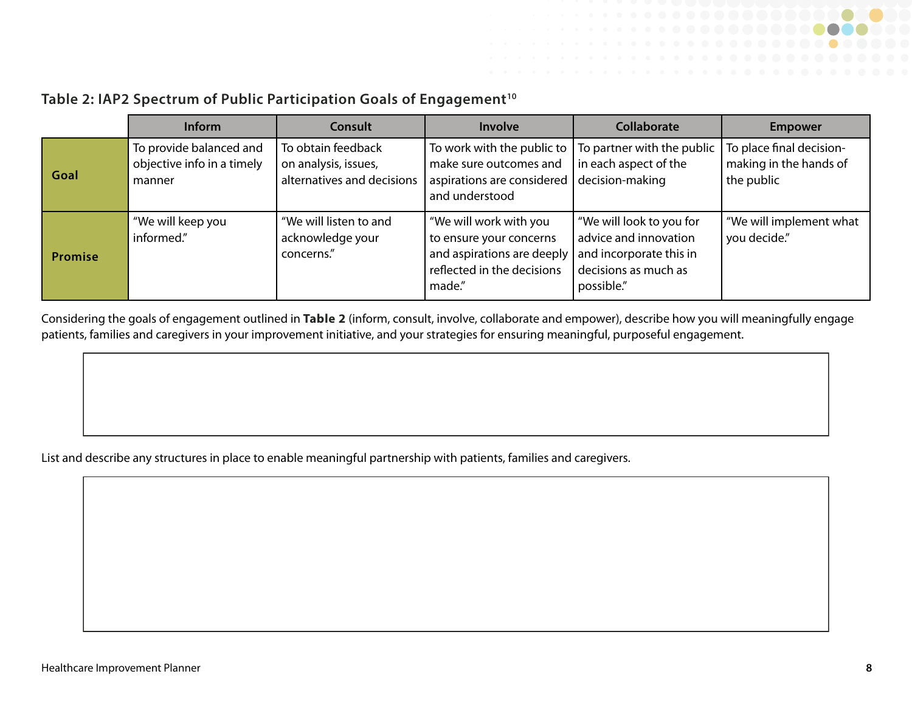### Table 2: IAP2 Spectrum of Public Participation Goals of Engagement[10]

| | Inform | Consult | Involve | Collaborate | Empower |
|---|---|---|---|---|---|
| **Goal** | To provide balanced and objective info in a timely manner | To obtain feedback on analysis, issues, alternatives and decisions | To work with the public to make sure outcomes and aspirations are considered and understood | To partner with the public in each aspect of the decision-making | To place final decision-making in the hands of the public |
| **Promise** | "We will keep you informed." | "We will listen to and acknowledge your concerns." | "We will work with you to ensure your concerns and aspirations are deeply reflected in the decisions made." | "We will look to you for advice and innovation and incorporate this in decisions as much as possible." | "We will implement what you decide." |

Considering the goals of engagement outlined in **Table 2** (inform, consult, involve, collaborate and empower), describe how you will meaningfully engage patients, families and caregivers in your improvement initiative, and your strategies for ensuring meaningful, purposeful engagement.

List and describe any structures in place to enable meaningful partnership with patients, families and caregivers.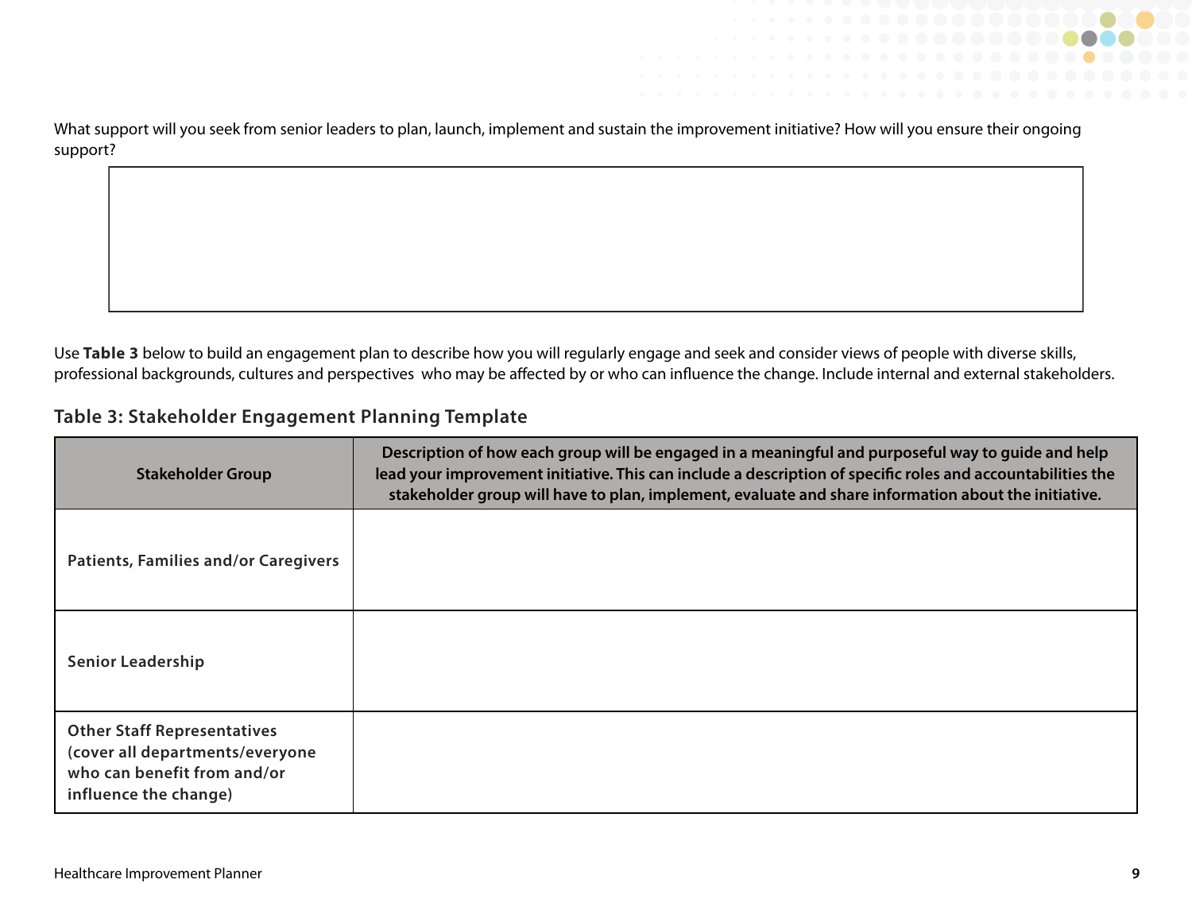What support will you seek from senior leaders to plan, launch, implement and sustain the improvement initiative? How will you ensure their ongoing support?

| |
|---|
| |

Use **Table 3** below to build an engagement plan to describe how you will regularly engage and seek and consider views of people with diverse skills, professional backgrounds, cultures and perspectives who may be affected by or who can influence the change. Include internal and external stakeholders.

### Table 3: Stakeholder Engagement Planning Template

| Stakeholder Group | Description of how each group will be engaged in a meaningful and purposeful way to guide and help lead your improvement initiative. This can include a description of specific roles and accountabilities the stakeholder group will have to plan, implement, evaluate and share information about the initiative. |
|---|---|
| **Patients, Families and/or Caregivers** | |
| **Senior Leadership** | |
| **Other Staff Representatives (cover all departments/everyone who can benefit from and/or influence the change)** | |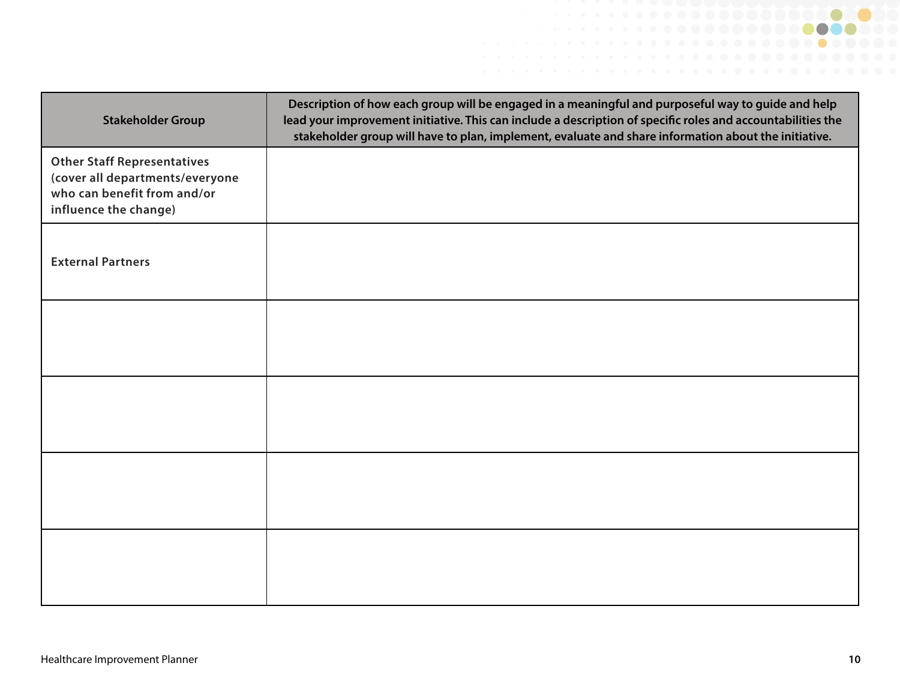| Stakeholder Group | Description of how each group will be engaged in a meaningful and purposeful way to guide and help lead your improvement initiative. This can include a description of specific roles and accountabilities the stakeholder group will have to plan, implement, evaluate and share information about the initiative. |
|---|---|
| Other Staff Representatives (cover all departments/everyone who can benefit from and/or influence the change) | |
| External Partners | |
| | |
| | |
| | |
| | |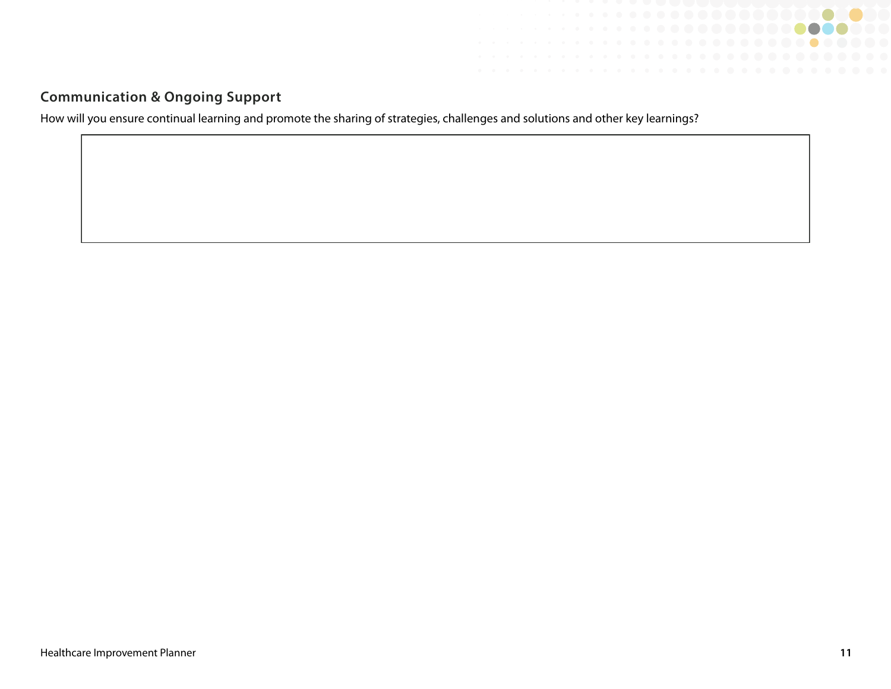## Communication & Ongoing Support

How will you ensure continual learning and promote the sharing of strategies, challenges and solutions and other key learnings?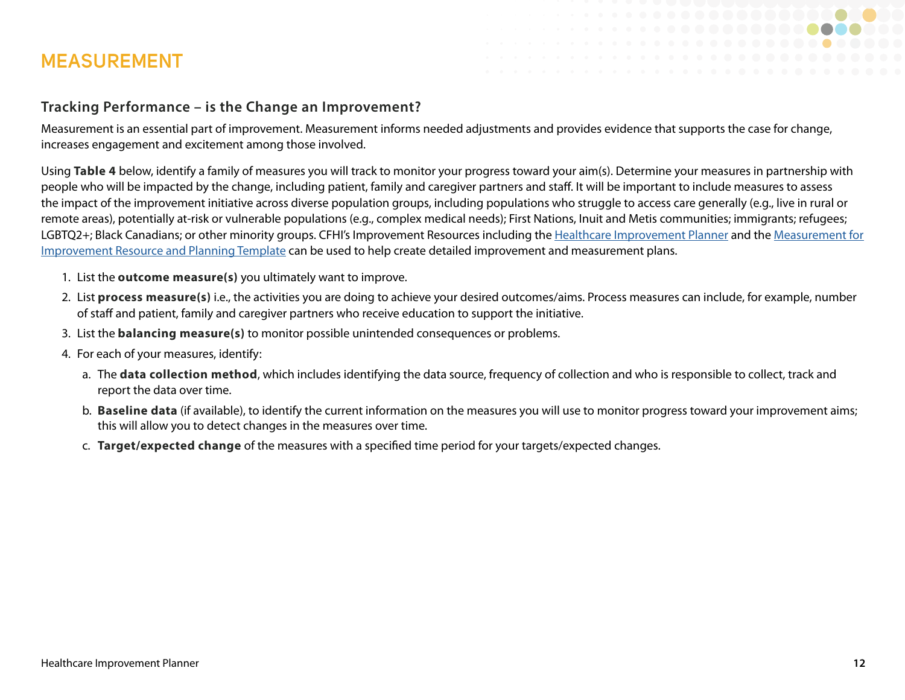# MEASUREMENT

## Tracking Performance – is the Change an Improvement?

Measurement is an essential part of improvement. Measurement informs needed adjustments and provides evidence that supports the case for change, increases engagement and excitement among those involved.

Using **Table 4** below, identify a family of measures you will track to monitor your progress toward your aim(s). Determine your measures in partnership with people who will be impacted by the change, including patient, family and caregiver partners and staff. It will be important to include measures to assess the impact of the improvement initiative across diverse population groups, including populations who struggle to access care generally (e.g., live in rural or remote areas), potentially at-risk or vulnerable populations (e.g., complex medical needs); First Nations, Inuit and Metis communities; immigrants; refugees; LGBTQ2+; Black Canadians; or other minority groups. CFHI's Improvement Resources including the Healthcare Improvement Planner and the Measurement for Improvement Resource and Planning Template can be used to help create detailed improvement and measurement plans.

1. List the **outcome measure(s)** you ultimately want to improve.
2. List **process measure(s)** i.e., the activities you are doing to achieve your desired outcomes/aims. Process measures can include, for example, number of staff and patient, family and caregiver partners who receive education to support the initiative.
3. List the **balancing measure(s)** to monitor possible unintended consequences or problems.
4. For each of your measures, identify:
   a. The **data collection method**, which includes identifying the data source, frequency of collection and who is responsible to collect, track and report the data over time.
   b. **Baseline data** (if available), to identify the current information on the measures you will use to monitor progress toward your improvement aims; this will allow you to detect changes in the measures over time.
   c. **Target/expected change** of the measures with a specified time period for your targets/expected changes.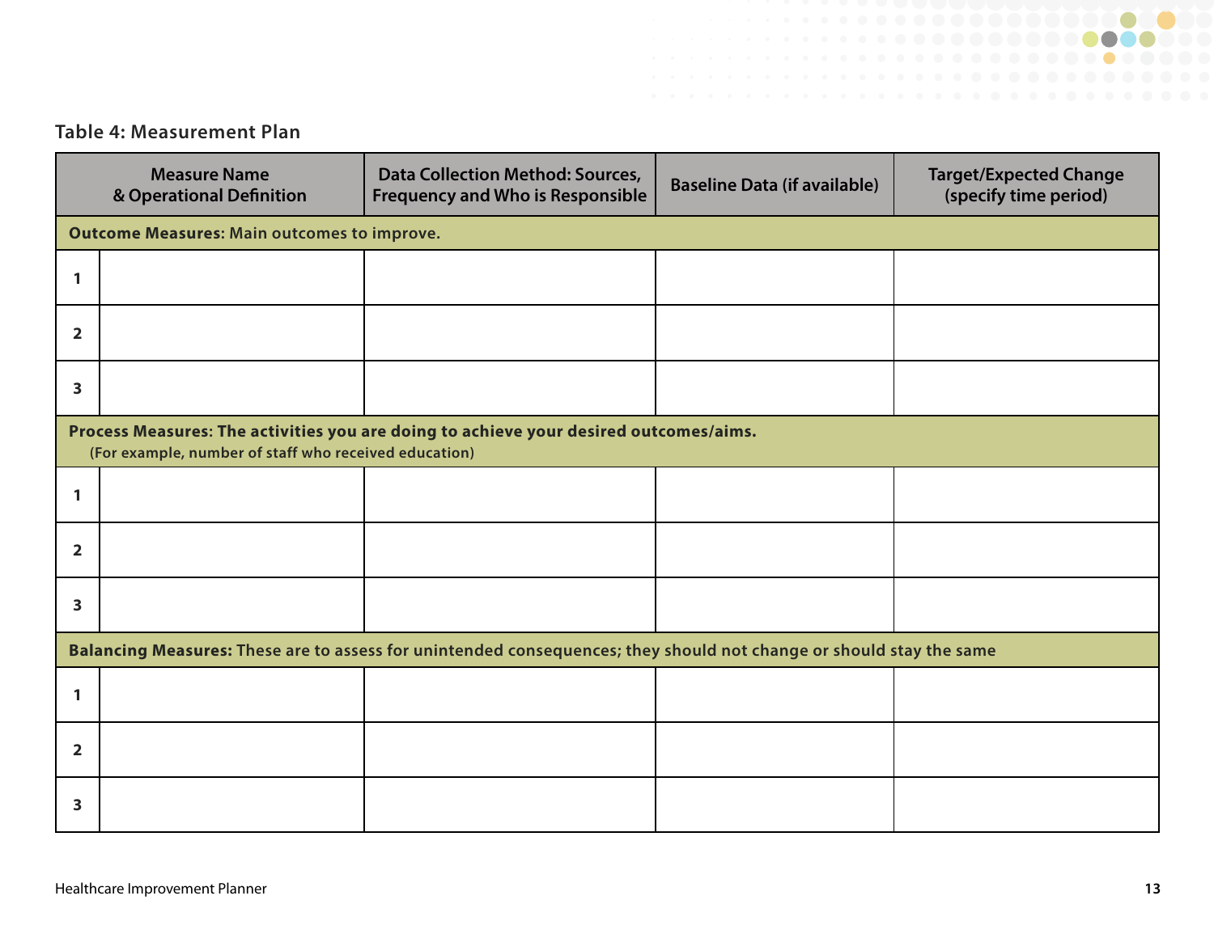### Table 4: Measurement Plan

| | Measure Name & Operational Definition | Data Collection Method: Sources, Frequency and Who is Responsible | Baseline Data (if available) | Target/Expected Change (specify time period) |
|---|---|---|---|---|
| **Outcome Measures:** Main outcomes to improve. | | | | |
| 1 | | | | |
| 2 | | | | |
| 3 | | | | |
| **Process Measures: The activities you are doing to achieve your desired outcomes/aims.** (For example, number of staff who received education) | | | | |
| 1 | | | | |
| 2 | | | | |
| 3 | | | | |
| **Balancing Measures:** These are to assess for unintended consequences; they should not change or should stay the same | | | | |
| 1 | | | | |
| 2 | | | | |
| 3 | | | | |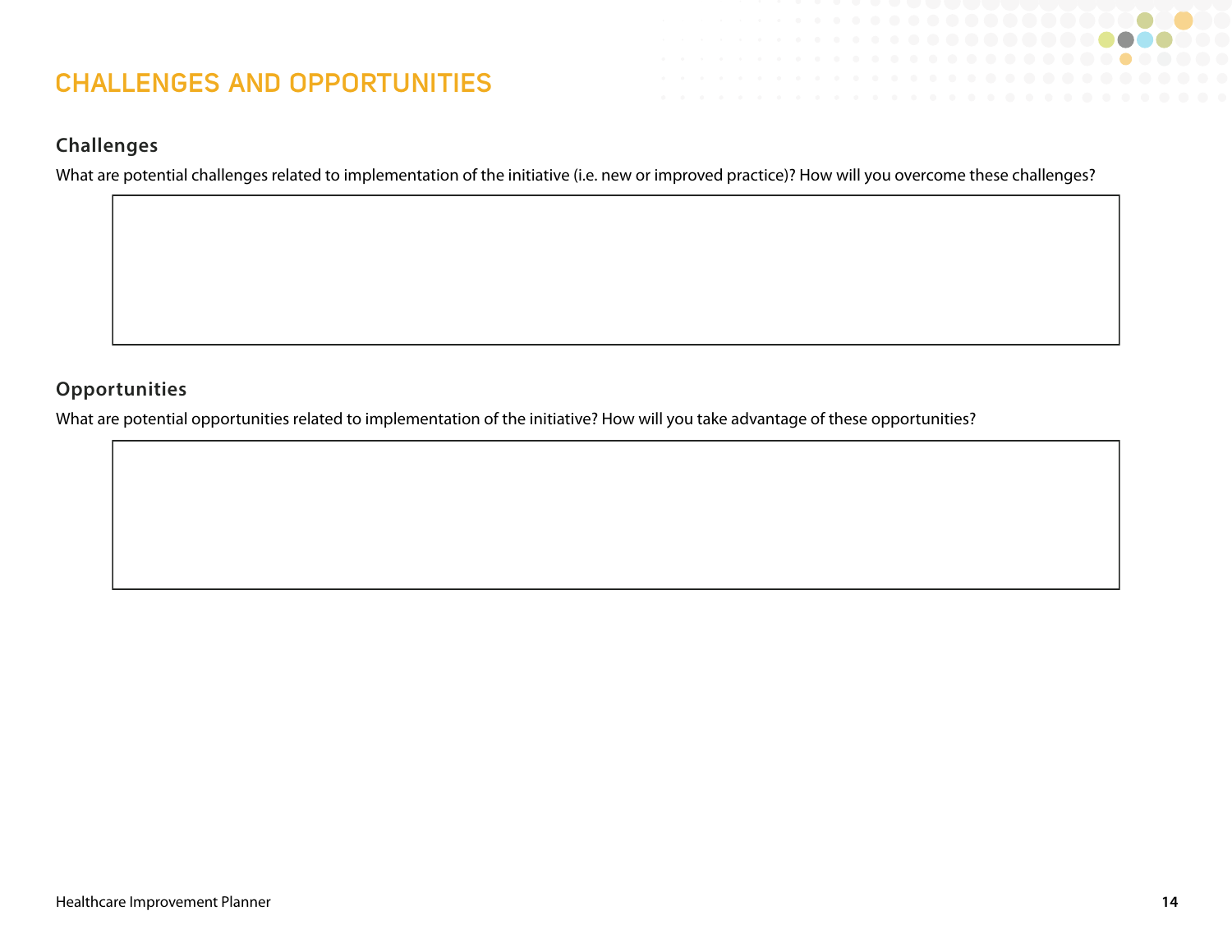# CHALLENGES AND OPPORTUNITIES

## Challenges

What are potential challenges related to implementation of the initiative (i.e. new or improved practice)? How will you overcome these challenges?

## Opportunities

What are potential opportunities related to implementation of the initiative? How will you take advantage of these opportunities?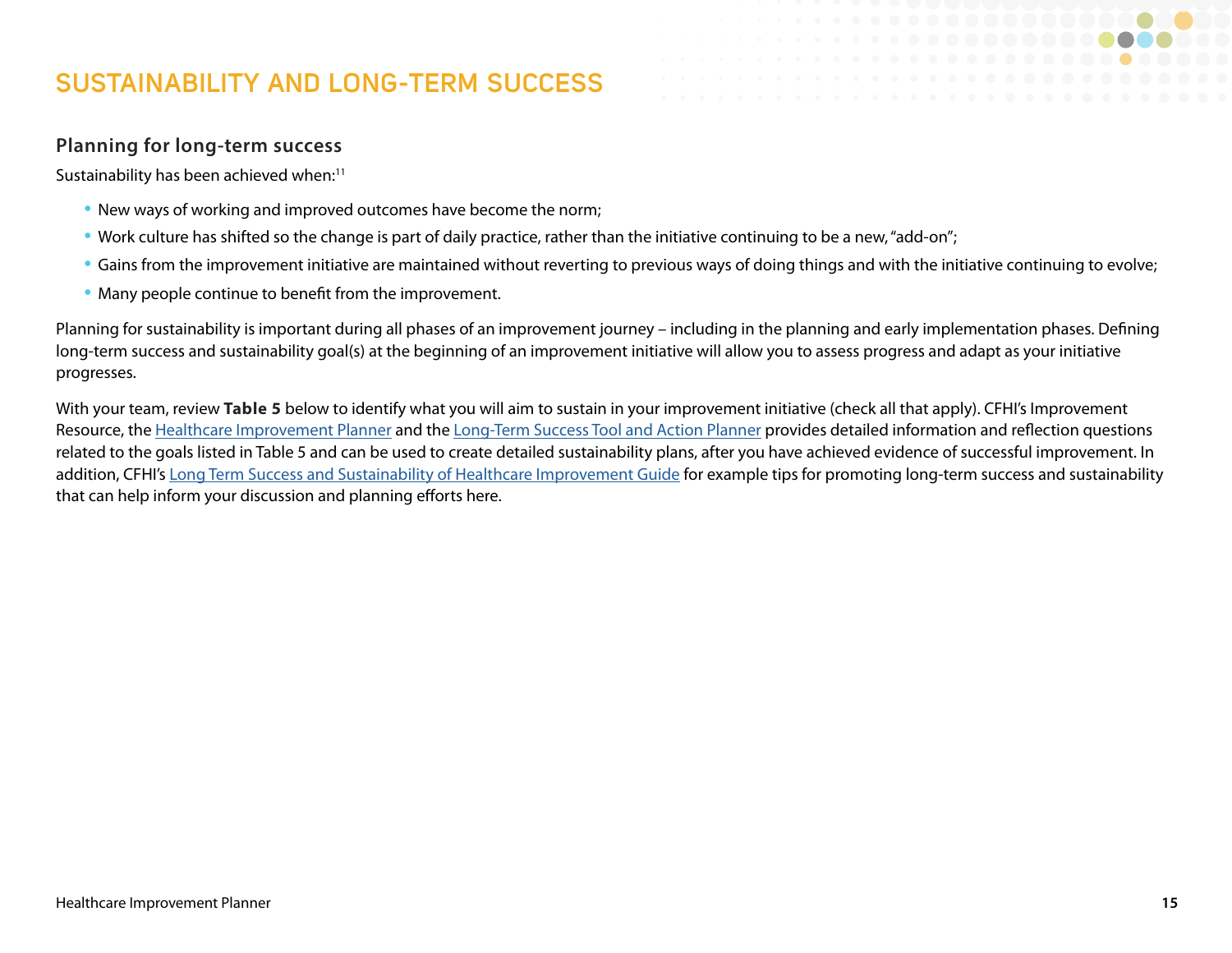# SUSTAINABILITY AND LONG-TERM SUCCESS

## Planning for long-term success

Sustainability has been achieved when:[11]

- New ways of working and improved outcomes have become the norm;
- Work culture has shifted so the change is part of daily practice, rather than the initiative continuing to be a new, "add-on";
- Gains from the improvement initiative are maintained without reverting to previous ways of doing things and with the initiative continuing to evolve;
- Many people continue to benefit from the improvement.

Planning for sustainability is important during all phases of an improvement journey – including in the planning and early implementation phases. Defining long-term success and sustainability goal(s) at the beginning of an improvement initiative will allow you to assess progress and adapt as your initiative progresses.

With your team, review **Table 5** below to identify what you will aim to sustain in your improvement initiative (check all that apply). CFHI's Improvement Resource, the Healthcare Improvement Planner and the Long-Term Success Tool and Action Planner provides detailed information and reflection questions related to the goals listed in Table 5 and can be used to create detailed sustainability plans, after you have achieved evidence of successful improvement. In addition, CFHI's Long Term Success and Sustainability of Healthcare Improvement Guide for example tips for promoting long-term success and sustainability that can help inform your discussion and planning efforts here.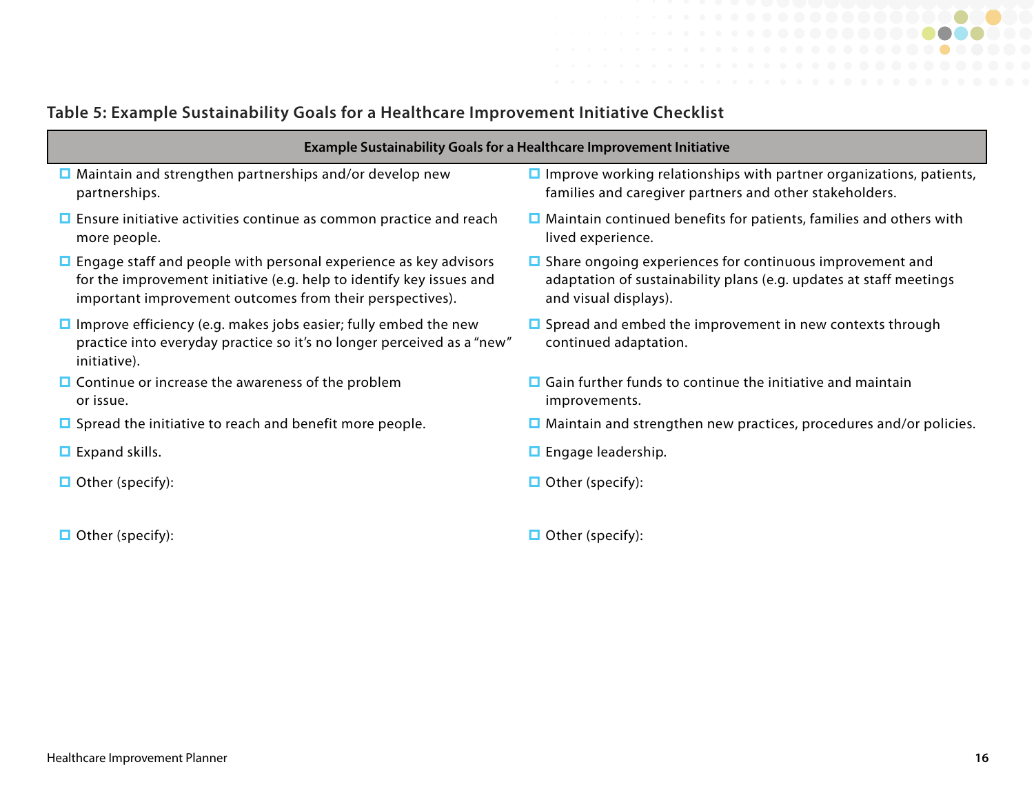**Table 5: Example Sustainability Goals for a Healthcare Improvement Initiative Checklist**

| Example Sustainability Goals for a Healthcare Improvement Initiative | |
|---|---|
| ☐ Maintain and strengthen partnerships and/or develop new partnerships. | ☐ Improve working relationships with partner organizations, patients, families and caregiver partners and other stakeholders. |
| ☐ Ensure initiative activities continue as common practice and reach more people. | ☐ Maintain continued benefits for patients, families and others with lived experience. |
| ☐ Engage staff and people with personal experience as key advisors for the improvement initiative (e.g. help to identify key issues and important improvement outcomes from their perspectives). | ☐ Share ongoing experiences for continuous improvement and adaptation of sustainability plans (e.g. updates at staff meetings and visual displays). |
| ☐ Improve efficiency (e.g. makes jobs easier; fully embed the new practice into everyday practice so it's no longer perceived as a "new" initiative). | ☐ Spread and embed the improvement in new contexts through continued adaptation. |
| ☐ Continue or increase the awareness of the problem or issue. | ☐ Gain further funds to continue the initiative and maintain improvements. |
| ☐ Spread the initiative to reach and benefit more people. | ☐ Maintain and strengthen new practices, procedures and/or policies. |
| ☐ Expand skills. | ☐ Engage leadership. |
| ☐ Other (specify): | ☐ Other (specify): |
| ☐ Other (specify): | ☐ Other (specify): |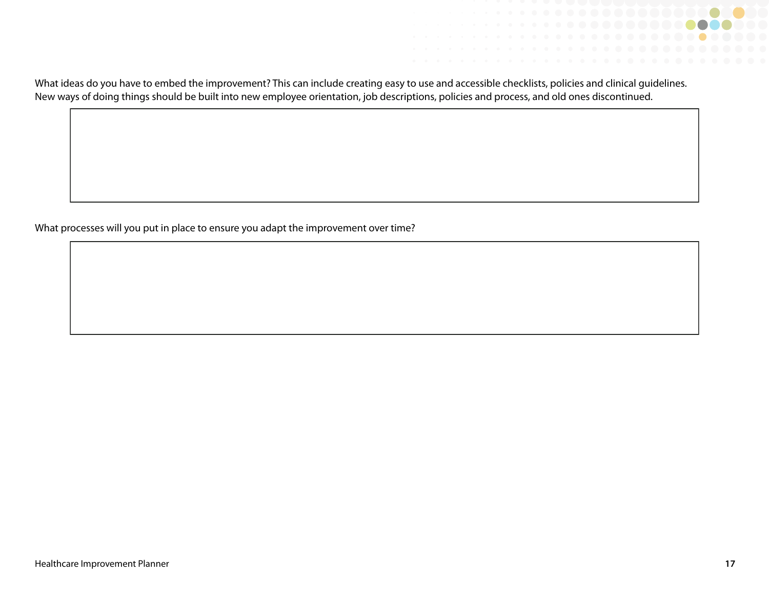What ideas do you have to embed the improvement? This can include creating easy to use and accessible checklists, policies and clinical guidelines. New ways of doing things should be built into new employee orientation, job descriptions, policies and process, and old ones discontinued.

What processes will you put in place to ensure you adapt the improvement over time?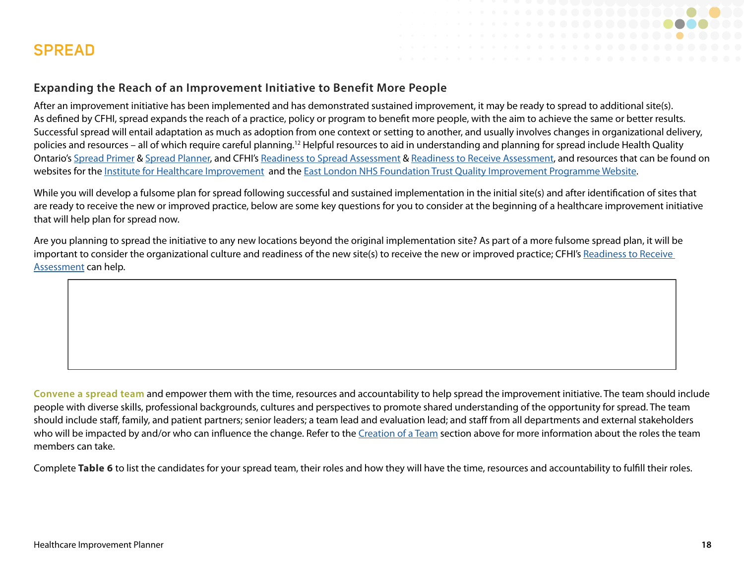# SPREAD

## Expanding the Reach of an Improvement Initiative to Benefit More People

After an improvement initiative has been implemented and has demonstrated sustained improvement, it may be ready to spread to additional site(s). As defined by CFHI, spread expands the reach of a practice, policy or program to benefit more people, with the aim to achieve the same or better results. Successful spread will entail adaptation as much as adoption from one context or setting to another, and usually involves changes in organizational delivery, policies and resources – all of which require careful planning.[12] Helpful resources to aid in understanding and planning for spread include Health Quality Ontario's Spread Primer & Spread Planner, and CFHI's Readiness to Spread Assessment & Readiness to Receive Assessment, and resources that can be found on websites for the Institute for Healthcare Improvement and the East London NHS Foundation Trust Quality Improvement Programme Website.

While you will develop a fulsome plan for spread following successful and sustained implementation in the initial site(s) and after identification of sites that are ready to receive the new or improved practice, below are some key questions for you to consider at the beginning of a healthcare improvement initiative that will help plan for spread now.

Are you planning to spread the initiative to any new locations beyond the original implementation site? As part of a more fulsome spread plan, it will be important to consider the organizational culture and readiness of the new site(s) to receive the new or improved practice; CFHI's Readiness to Receive Assessment can help.

|  |
| --- |
|  |

**Convene a spread team** and empower them with the time, resources and accountability to help spread the improvement initiative. The team should include people with diverse skills, professional backgrounds, cultures and perspectives to promote shared understanding of the opportunity for spread. The team should include staff, family, and patient partners; senior leaders; a team lead and evaluation lead; and staff from all departments and external stakeholders who will be impacted by and/or who can influence the change. Refer to the Creation of a Team section above for more information about the roles the team members can take.

Complete **Table 6** to list the candidates for your spread team, their roles and how they will have the time, resources and accountability to fulfill their roles.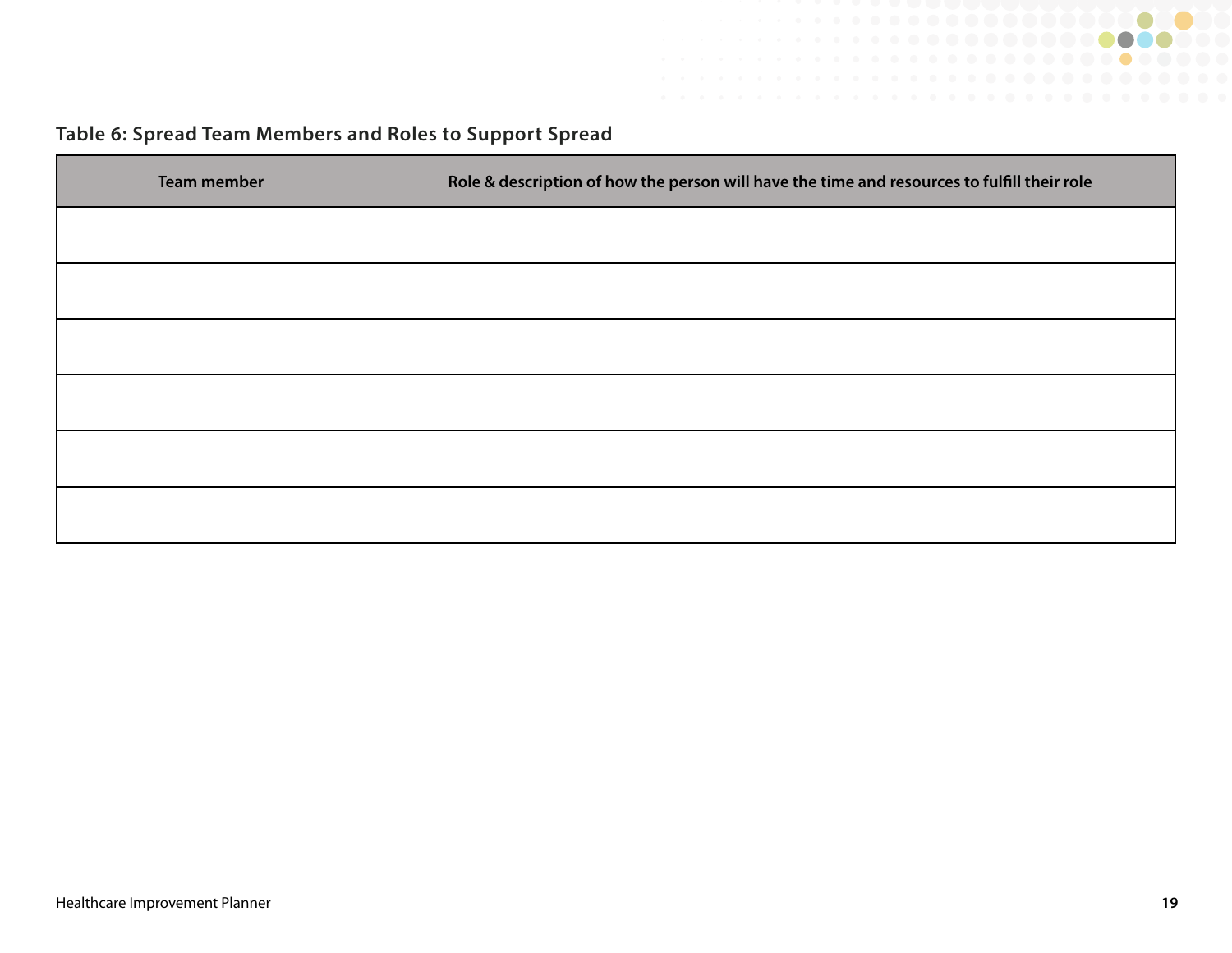**Table 6: Spread Team Members and Roles to Support Spread**

| Team member | Role & description of how the person will have the time and resources to fulfill their role |
| --- | --- |
| | |
| | |
| | |
| | |
| | |
| | |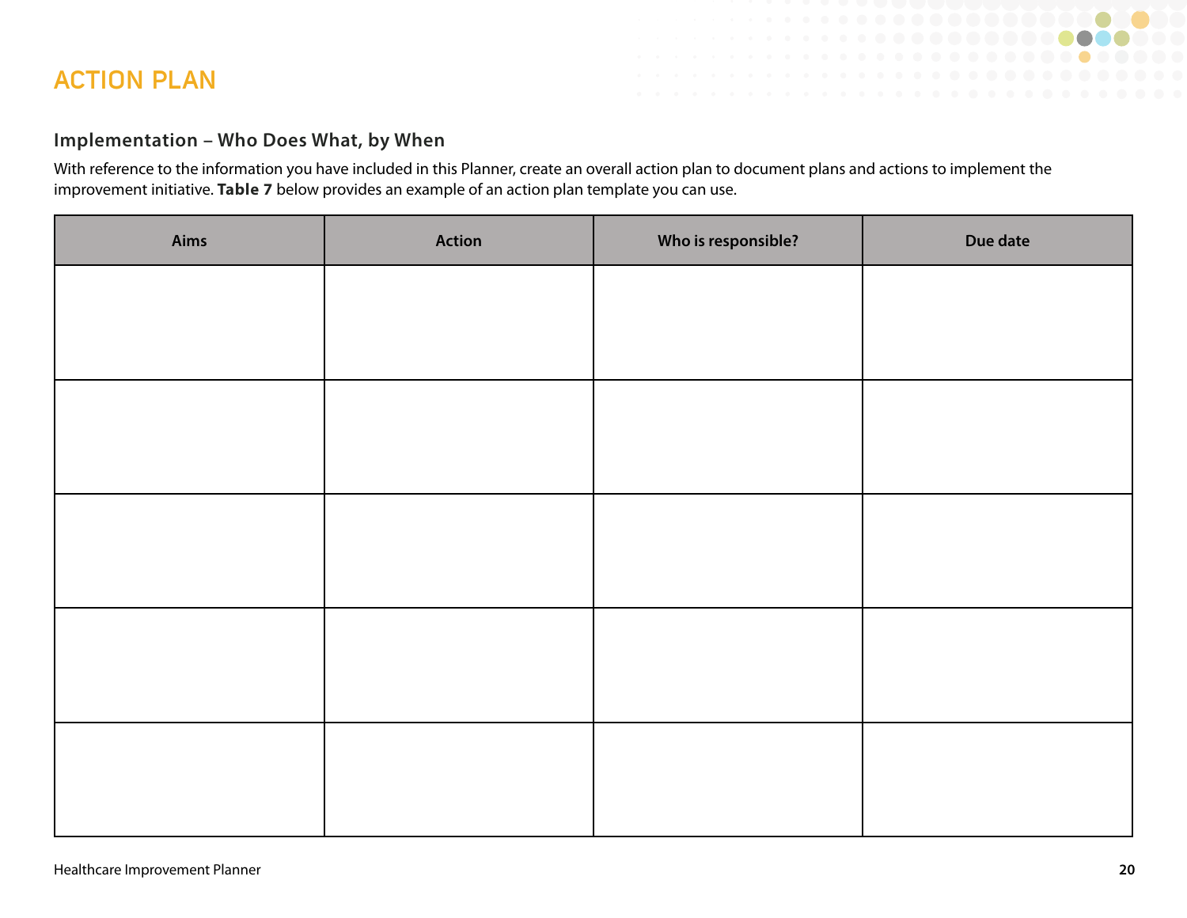# ACTION PLAN

## Implementation – Who Does What, by When

With reference to the information you have included in this Planner, create an overall action plan to document plans and actions to implement the improvement initiative. **Table 7** below provides an example of an action plan template you can use.

| Aims | Action | Who is responsible? | Due date |
|---|---|---|---|
| | | | |
| | | | |
| | | | |
| | | | |
| | | | |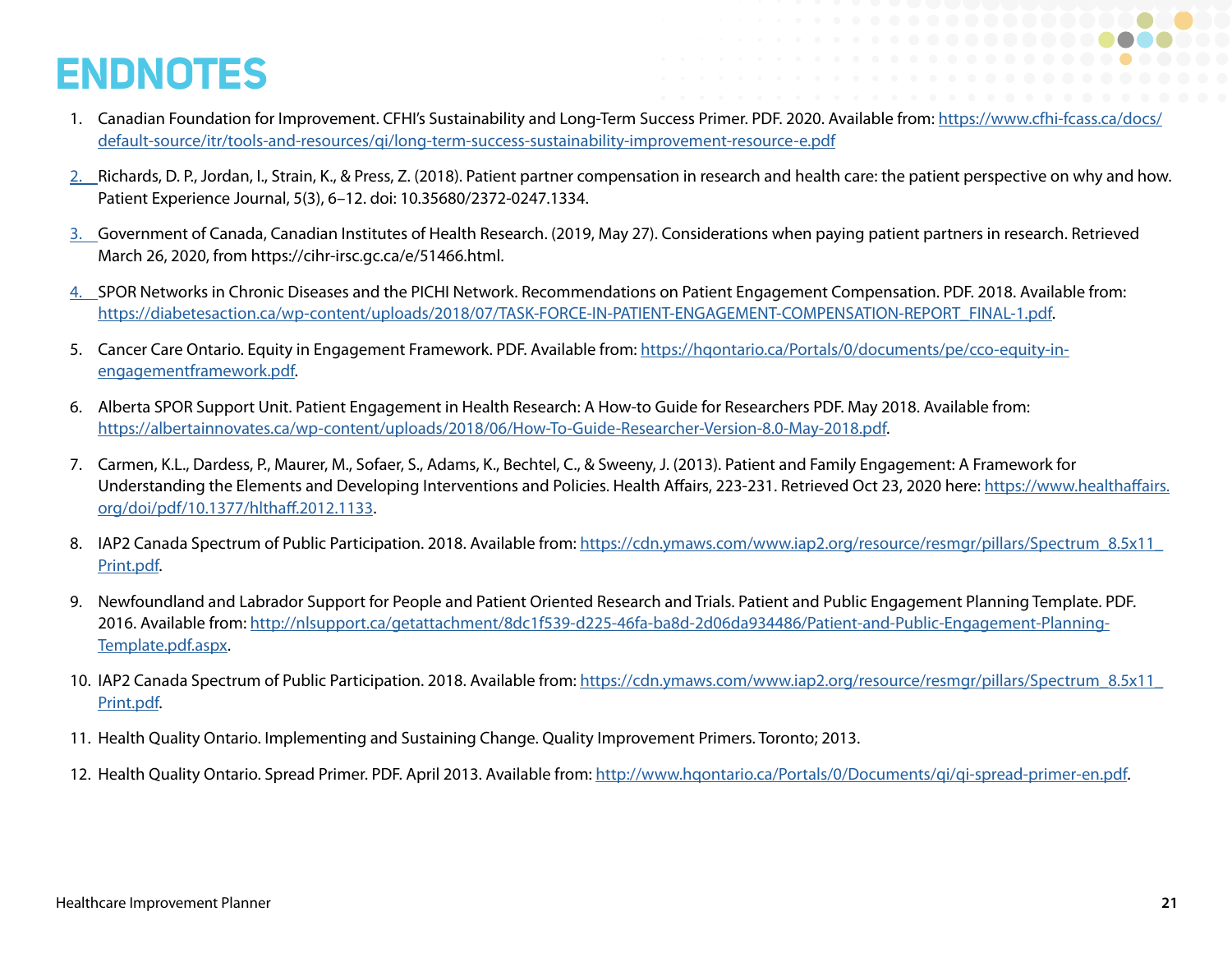# ENDNOTES

1. Canadian Foundation for Improvement. CFHI's Sustainability and Long-Term Success Primer. PDF. 2020. Available from: https://www.cfhi-fcass.ca/docs/default-source/itr/tools-and-resources/qi/long-term-success-sustainability-improvement-resource-e.pdf
2. Richards, D. P., Jordan, I., Strain, K., & Press, Z. (2018). Patient partner compensation in research and health care: the patient perspective on why and how. Patient Experience Journal, 5(3), 6–12. doi: 10.35680/2372-0247.1334.
3. Government of Canada, Canadian Institutes of Health Research. (2019, May 27). Considerations when paying patient partners in research. Retrieved March 26, 2020, from https://cihr-irsc.gc.ca/e/51466.html.
4. SPOR Networks in Chronic Diseases and the PICHI Network. Recommendations on Patient Engagement Compensation. PDF. 2018. Available from: https://diabetesaction.ca/wp-content/uploads/2018/07/TASK-FORCE-IN-PATIENT-ENGAGEMENT-COMPENSATION-REPORT_FINAL-1.pdf.
5. Cancer Care Ontario. Equity in Engagement Framework. PDF. Available from: https://hqontario.ca/Portals/0/documents/pe/cco-equity-in-engagementframework.pdf.
6. Alberta SPOR Support Unit. Patient Engagement in Health Research: A How-to Guide for Researchers PDF. May 2018. Available from: https://albertainnovates.ca/wp-content/uploads/2018/06/How-To-Guide-Researcher-Version-8.0-May-2018.pdf.
7. Carmen, K.L., Dardess, P., Maurer, M., Sofaer, S., Adams, K., Bechtel, C., & Sweeny, J. (2013). Patient and Family Engagement: A Framework for Understanding the Elements and Developing Interventions and Policies. Health Affairs, 223-231. Retrieved Oct 23, 2020 here: https://www.healthaffairs.org/doi/pdf/10.1377/hlthaff.2012.1133.
8. IAP2 Canada Spectrum of Public Participation. 2018. Available from: https://cdn.ymaws.com/www.iap2.org/resource/resmgr/pillars/Spectrum_8.5x11_Print.pdf.
9. Newfoundland and Labrador Support for People and Patient Oriented Research and Trials. Patient and Public Engagement Planning Template. PDF. 2016. Available from: http://nlsupport.ca/getattachment/8dc1f539-d225-46fa-ba8d-2d06da934486/Patient-and-Public-Engagement-Planning-Template.pdf.aspx.
10. IAP2 Canada Spectrum of Public Participation. 2018. Available from: https://cdn.ymaws.com/www.iap2.org/resource/resmgr/pillars/Spectrum_8.5x11_Print.pdf.
11. Health Quality Ontario. Implementing and Sustaining Change. Quality Improvement Primers. Toronto; 2013.
12. Health Quality Ontario. Spread Primer. PDF. April 2013. Available from: http://www.hqontario.ca/Portals/0/Documents/qi/qi-spread-primer-en.pdf.